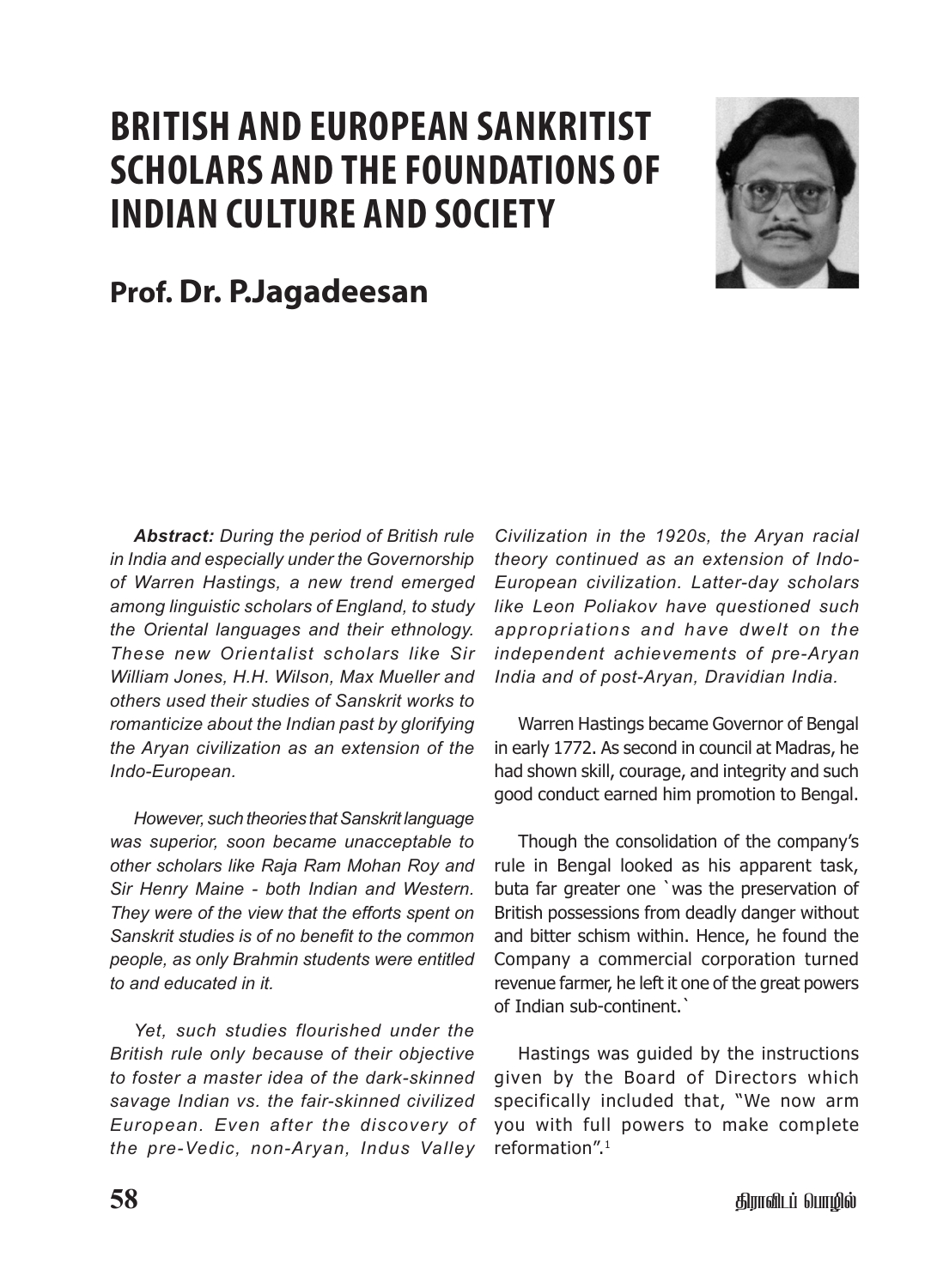# BRITISH AND EUROPEAN SANKRITIST SCHOLARS AND THE FOUNDATIONS OF INDIAN CULTURE AND SOCIETY

## Prof. Dr. P.Jagadeesan

***Abstract:*** *During the period of British rule in India and especially under the Governorship of Warren Hastings, a new trend emerged among linguistic scholars of England, to study the Oriental languages and their ethnology. These new Orientalist scholars like Sir William Jones, H.H. Wilson, Max Mueller and others used their studies of Sanskrit works to romanticize about the Indian past by glorifying the Aryan civilization as an extension of the Indo-European.*

*However, such theories that Sanskrit language was superior, soon became unacceptable to other scholars like Raja Ram Mohan Roy and Sir Henry Maine - both Indian and Western. They were of the view that the efforts spent on Sanskrit studies is of no benefit to the common people, as only Brahmin students were entitled to and educated in it.*

*Yet, such studies flourished under the British rule only because of their objective to foster a master idea of the dark-skinned savage Indian vs. the fair-skinned civilized European. Even after the discovery of the pre-Vedic, non-Aryan, Indus Valley Civilization in the 1920s, the Aryan racial theory continued as an extension of Indo-European civilization. Latter-day scholars like Leon Poliakov have questioned such appropriations and have dwelt on the independent achievements of pre-Aryan India and of post-Aryan, Dravidian India.*

Warren Hastings became Governor of Bengal in early 1772. As second in council at Madras, he had shown skill, courage, and integrity and such good conduct earned him promotion to Bengal.

Though the consolidation of the company's rule in Bengal looked as his apparent task, buta far greater one `was the preservation of British possessions from deadly danger without and bitter schism within. Hence, he found the Company a commercial corporation turned revenue farmer, he left it one of the great powers of Indian sub-continent.`

Hastings was guided by the instructions given by the Board of Directors which specifically included that, "We now arm you with full powers to make complete reformation".[1]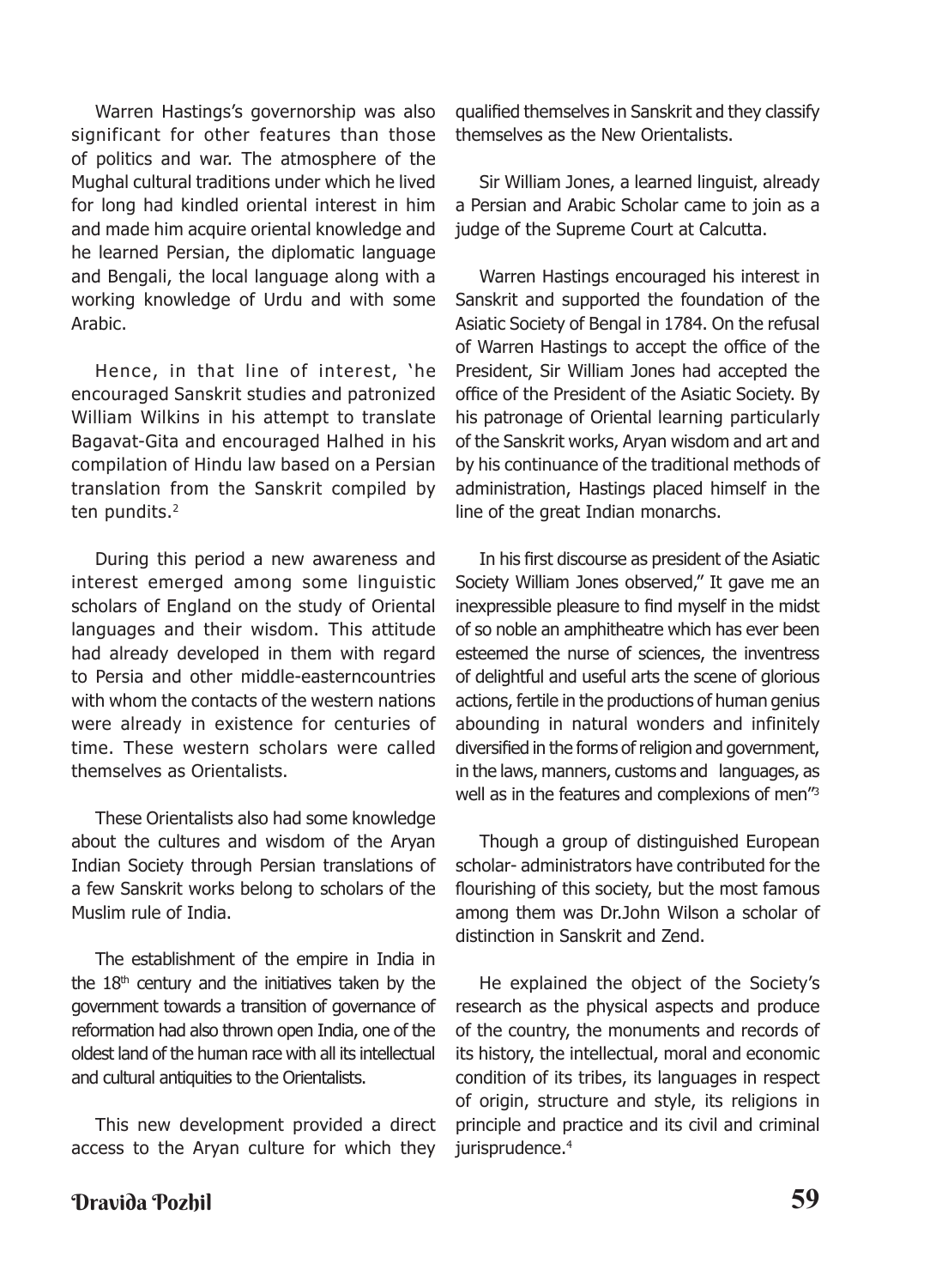Warren Hastings's governorship was also significant for other features than those of politics and war. The atmosphere of the Mughal cultural traditions under which he lived for long had kindled oriental interest in him and made him acquire oriental knowledge and he learned Persian, the diplomatic language and Bengali, the local language along with a working knowledge of Urdu and with some Arabic.

Hence, in that line of interest, 'he encouraged Sanskrit studies and patronized William Wilkins in his attempt to translate Bagavat-Gita and encouraged Halhed in his compilation of Hindu law based on a Persian translation from the Sanskrit compiled by ten pundits.[2]

During this period a new awareness and interest emerged among some linguistic scholars of England on the study of Oriental languages and their wisdom. This attitude had already developed in them with regard to Persia and other middle-easterncountries with whom the contacts of the western nations were already in existence for centuries of time. These western scholars were called themselves as Orientalists.

These Orientalists also had some knowledge about the cultures and wisdom of the Aryan Indian Society through Persian translations of a few Sanskrit works belong to scholars of the Muslim rule of India.

The establishment of the empire in India in the 18th century and the initiatives taken by the government towards a transition of governance of reformation had also thrown open India, one of the oldest land of the human race with all its intellectual and cultural antiquities to the Orientalists.

This new development provided a direct access to the Aryan culture for which they qualified themselves in Sanskrit and they classify themselves as the New Orientalists.

Sir William Jones, a learned linguist, already a Persian and Arabic Scholar came to join as a judge of the Supreme Court at Calcutta.

Warren Hastings encouraged his interest in Sanskrit and supported the foundation of the Asiatic Society of Bengal in 1784. On the refusal of Warren Hastings to accept the office of the President, Sir William Jones had accepted the office of the President of the Asiatic Society. By his patronage of Oriental learning particularly of the Sanskrit works, Aryan wisdom and art and by his continuance of the traditional methods of administration, Hastings placed himself in the line of the great Indian monarchs.

In his first discourse as president of the Asiatic Society William Jones observed," It gave me an inexpressible pleasure to find myself in the midst of so noble an amphitheatre which has ever been esteemed the nurse of sciences, the inventress of delightful and useful arts the scene of glorious actions, fertile in the productions of human genius abounding in natural wonders and infinitely diversified in the forms of religion and government, in the laws, manners, customs and languages, as well as in the features and complexions of men"[3]

Though a group of distinguished European scholar- administrators have contributed for the flourishing of this society, but the most famous among them was Dr.John Wilson a scholar of distinction in Sanskrit and Zend.

He explained the object of the Society's research as the physical aspects and produce of the country, the monuments and records of its history, the intellectual, moral and economic condition of its tribes, its languages in respect of origin, structure and style, its religions in principle and practice and its civil and criminal jurisprudence.[4]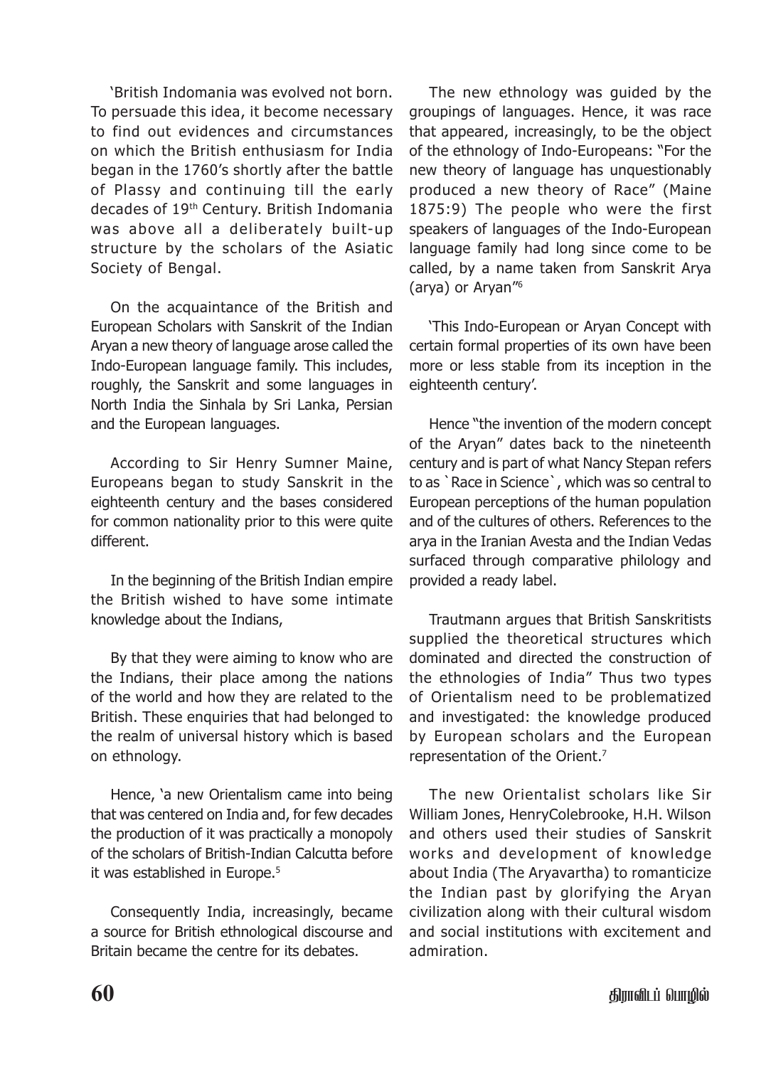'British Indomania was evolved not born. To persuade this idea, it become necessary to find out evidences and circumstances on which the British enthusiasm for India began in the 1760's shortly after the battle of Plassy and continuing till the early decades of 19th Century. British Indomania was above all a deliberately built-up structure by the scholars of the Asiatic Society of Bengal.

On the acquaintance of the British and European Scholars with Sanskrit of the Indian Aryan a new theory of language arose called the Indo-European language family. This includes, roughly, the Sanskrit and some languages in North India the Sinhala by Sri Lanka, Persian and the European languages.

According to Sir Henry Sumner Maine, Europeans began to study Sanskrit in the eighteenth century and the bases considered for common nationality prior to this were quite different.

In the beginning of the British Indian empire the British wished to have some intimate knowledge about the Indians,

By that they were aiming to know who are the Indians, their place among the nations of the world and how they are related to the British. These enquiries that had belonged to the realm of universal history which is based on ethnology.

Hence, 'a new Orientalism came into being that was centered on India and, for few decades the production of it was practically a monopoly of the scholars of British-Indian Calcutta before it was established in Europe.[5]

Consequently India, increasingly, became a source for British ethnological discourse and Britain became the centre for its debates.

The new ethnology was guided by the groupings of languages. Hence, it was race that appeared, increasingly, to be the object of the ethnology of Indo-Europeans: "For the new theory of language has unquestionably produced a new theory of Race" (Maine 1875:9) The people who were the first speakers of languages of the Indo-European language family had long since come to be called, by a name taken from Sanskrit Arya (arya) or Aryan"[6]

'This Indo-European or Aryan Concept with certain formal properties of its own have been more or less stable from its inception in the eighteenth century'.

Hence "the invention of the modern concept of the Aryan" dates back to the nineteenth century and is part of what Nancy Stepan refers to as `Race in Science`, which was so central to European perceptions of the human population and of the cultures of others. References to the arya in the Iranian Avesta and the Indian Vedas surfaced through comparative philology and provided a ready label.

Trautmann argues that British Sanskritists supplied the theoretical structures which dominated and directed the construction of the ethnologies of India" Thus two types of Orientalism need to be problematized and investigated: the knowledge produced by European scholars and the European representation of the Orient.[7]

The new Orientalist scholars like Sir William Jones, HenryColebrooke, H.H. Wilson and others used their studies of Sanskrit works and development of knowledge about India (The Aryavartha) to romanticize the Indian past by glorifying the Aryan civilization along with their cultural wisdom and social institutions with excitement and admiration.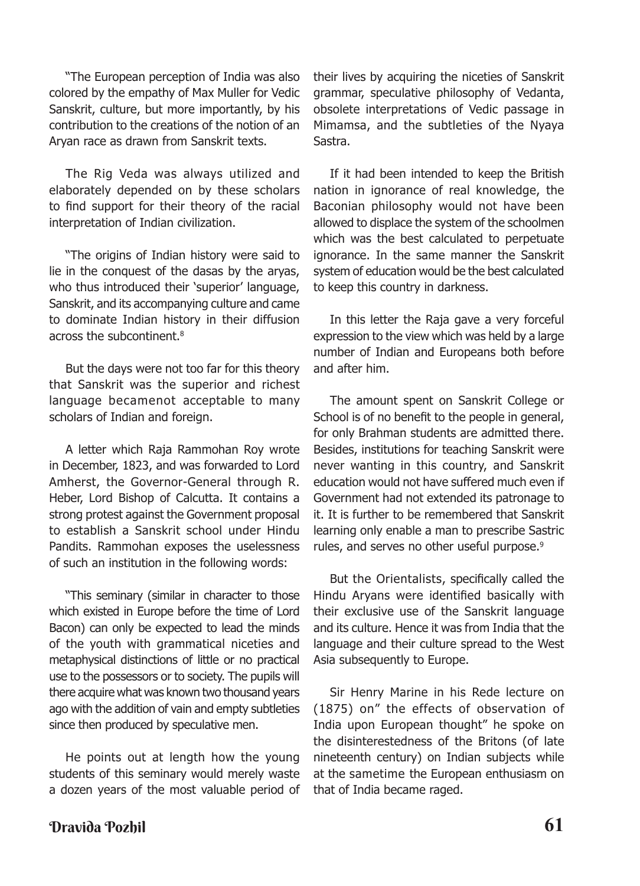"The European perception of India was also colored by the empathy of Max Muller for Vedic Sanskrit, culture, but more importantly, by his contribution to the creations of the notion of an Aryan race as drawn from Sanskrit texts.

The Rig Veda was always utilized and elaborately depended on by these scholars to find support for their theory of the racial interpretation of Indian civilization.

"The origins of Indian history were said to lie in the conquest of the dasas by the aryas, who thus introduced their 'superior' language, Sanskrit, and its accompanying culture and came to dominate Indian history in their diffusion across the subcontinent.[8]

But the days were not too far for this theory that Sanskrit was the superior and richest language becamenot acceptable to many scholars of Indian and foreign.

A letter which Raja Rammohan Roy wrote in December, 1823, and was forwarded to Lord Amherst, the Governor-General through R. Heber, Lord Bishop of Calcutta. It contains a strong protest against the Government proposal to establish a Sanskrit school under Hindu Pandits. Rammohan exposes the uselessness of such an institution in the following words:

"This seminary (similar in character to those which existed in Europe before the time of Lord Bacon) can only be expected to lead the minds of the youth with grammatical niceties and metaphysical distinctions of little or no practical use to the possessors or to society. The pupils will there acquire what was known two thousand years ago with the addition of vain and empty subtleties since then produced by speculative men.

He points out at length how the young students of this seminary would merely waste a dozen years of the most valuable period of their lives by acquiring the niceties of Sanskrit grammar, speculative philosophy of Vedanta, obsolete interpretations of Vedic passage in Mimamsa, and the subtleties of the Nyaya Sastra.

If it had been intended to keep the British nation in ignorance of real knowledge, the Baconian philosophy would not have been allowed to displace the system of the schoolmen which was the best calculated to perpetuate ignorance. In the same manner the Sanskrit system of education would be the best calculated to keep this country in darkness.

In this letter the Raja gave a very forceful expression to the view which was held by a large number of Indian and Europeans both before and after him.

The amount spent on Sanskrit College or School is of no benefit to the people in general, for only Brahman students are admitted there. Besides, institutions for teaching Sanskrit were never wanting in this country, and Sanskrit education would not have suffered much even if Government had not extended its patronage to it. It is further to be remembered that Sanskrit learning only enable a man to prescribe Sastric rules, and serves no other useful purpose.[9]

But the Orientalists, specifically called the Hindu Aryans were identified basically with their exclusive use of the Sanskrit language and its culture. Hence it was from India that the language and their culture spread to the West Asia subsequently to Europe.

Sir Henry Marine in his Rede lecture on (1875) on" the effects of observation of India upon European thought" he spoke on the disinterestedness of the Britons (of late nineteenth century) on Indian subjects while at the sametime the European enthusiasm on that of India became raged.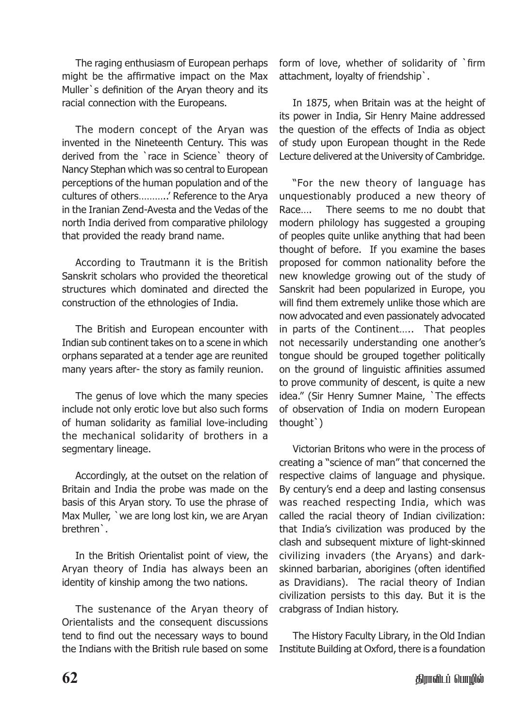The raging enthusiasm of European perhaps might be the affirmative impact on the Max Muller`s definition of the Aryan theory and its racial connection with the Europeans.

The modern concept of the Aryan was invented in the Nineteenth Century. This was derived from the `race in Science` theory of Nancy Stephan which was so central to European perceptions of the human population and of the cultures of others………..' Reference to the Arya in the Iranian Zend-Avesta and the Vedas of the north India derived from comparative philology that provided the ready brand name.

According to Trautmann it is the British Sanskrit scholars who provided the theoretical structures which dominated and directed the construction of the ethnologies of India.

The British and European encounter with Indian sub continent takes on to a scene in which orphans separated at a tender age are reunited many years after- the story as family reunion.

The genus of love which the many species include not only erotic love but also such forms of human solidarity as familial love-including the mechanical solidarity of brothers in a segmentary lineage.

Accordingly, at the outset on the relation of Britain and India the probe was made on the basis of this Aryan story. To use the phrase of Max Muller, `we are long lost kin, we are Aryan brethren`.

In the British Orientalist point of view, the Aryan theory of India has always been an identity of kinship among the two nations.

The sustenance of the Aryan theory of Orientalists and the consequent discussions tend to find out the necessary ways to bound the Indians with the British rule based on some form of love, whether of solidarity of `firm attachment, loyalty of friendship`.

In 1875, when Britain was at the height of its power in India, Sir Henry Maine addressed the question of the effects of India as object of study upon European thought in the Rede Lecture delivered at the University of Cambridge.

"For the new theory of language has unquestionably produced a new theory of Race…. There seems to me no doubt that modern philology has suggested a grouping of peoples quite unlike anything that had been thought of before. If you examine the bases proposed for common nationality before the new knowledge growing out of the study of Sanskrit had been popularized in Europe, you will find them extremely unlike those which are now advocated and even passionately advocated in parts of the Continent….. That peoples not necessarily understanding one another's tongue should be grouped together politically on the ground of linguistic affinities assumed to prove community of descent, is quite a new idea." (Sir Henry Sumner Maine, `The effects of observation of India on modern European thought`)

Victorian Britons who were in the process of creating a "science of man" that concerned the respective claims of language and physique. By century's end a deep and lasting consensus was reached respecting India, which was called the racial theory of Indian civilization: that India's civilization was produced by the clash and subsequent mixture of light-skinned civilizing invaders (the Aryans) and dark-skinned barbarian, aborigines (often identified as Dravidians). The racial theory of Indian civilization persists to this day. But it is the crabgrass of Indian history.

The History Faculty Library, in the Old Indian Institute Building at Oxford, there is a foundation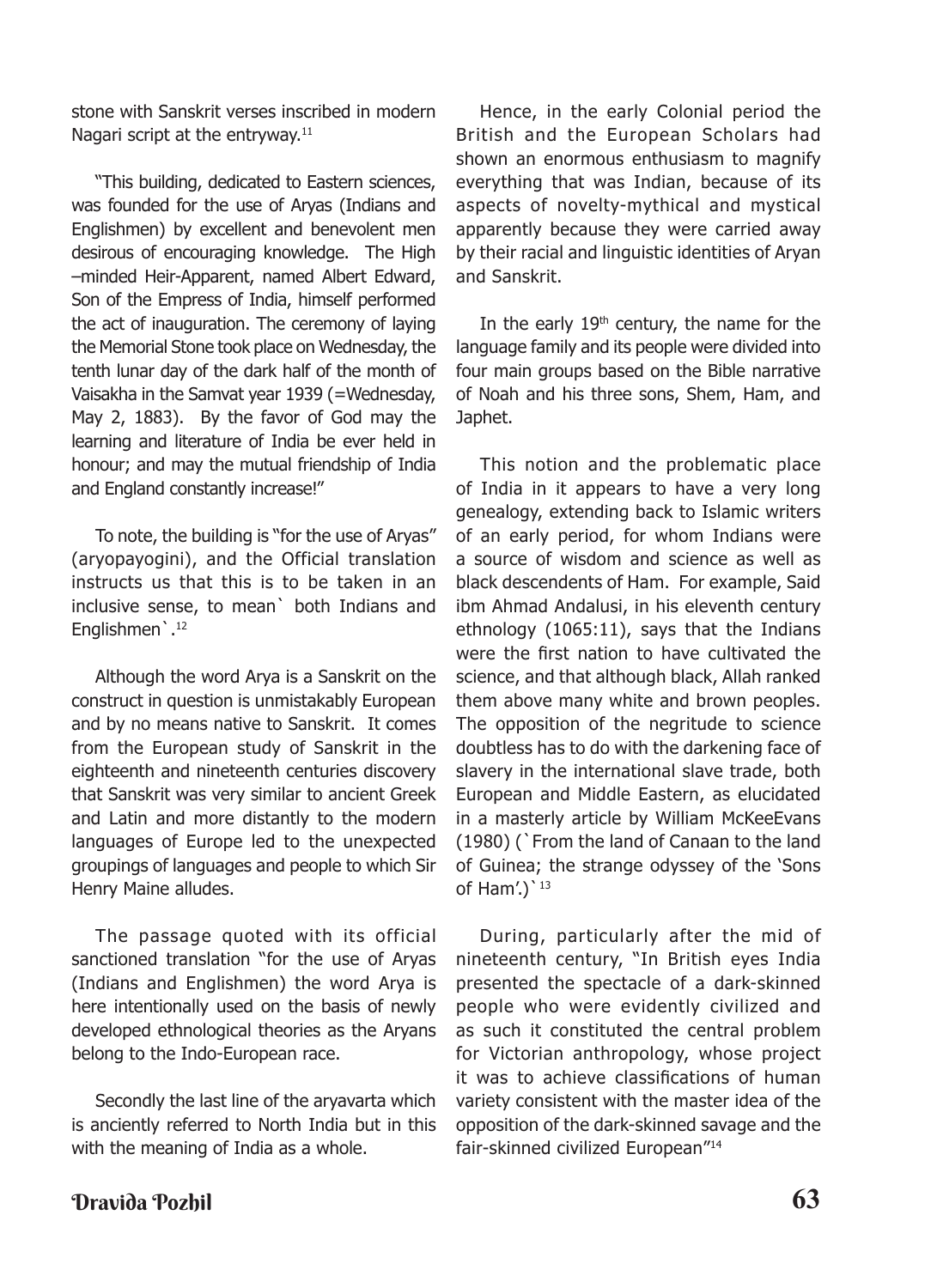stone with Sanskrit verses inscribed in modern Nagari script at the entryway.[11]

"This building, dedicated to Eastern sciences, was founded for the use of Aryas (Indians and Englishmen) by excellent and benevolent men desirous of encouraging knowledge. The High –minded Heir-Apparent, named Albert Edward, Son of the Empress of India, himself performed the act of inauguration. The ceremony of laying the Memorial Stone took place on Wednesday, the tenth lunar day of the dark half of the month of Vaisakha in the Samvat year 1939 (=Wednesday, May 2, 1883). By the favor of God may the learning and literature of India be ever held in honour; and may the mutual friendship of India and England constantly increase!"

To note, the building is "for the use of Aryas" (aryopayogini), and the Official translation instructs us that this is to be taken in an inclusive sense, to mean` both Indians and Englishmen`.[12]

Although the word Arya is a Sanskrit on the construct in question is unmistakably European and by no means native to Sanskrit. It comes from the European study of Sanskrit in the eighteenth and nineteenth centuries discovery that Sanskrit was very similar to ancient Greek and Latin and more distantly to the modern languages of Europe led to the unexpected groupings of languages and people to which Sir Henry Maine alludes.

The passage quoted with its official sanctioned translation "for the use of Aryas (Indians and Englishmen) the word Arya is here intentionally used on the basis of newly developed ethnological theories as the Aryans belong to the Indo-European race.

Secondly the last line of the aryavarta which is anciently referred to North India but in this with the meaning of India as a whole.

Hence, in the early Colonial period the British and the European Scholars had shown an enormous enthusiasm to magnify everything that was Indian, because of its aspects of novelty-mythical and mystical apparently because they were carried away by their racial and linguistic identities of Aryan and Sanskrit.

In the early 19th century, the name for the language family and its people were divided into four main groups based on the Bible narrative of Noah and his three sons, Shem, Ham, and Japhet.

This notion and the problematic place of India in it appears to have a very long genealogy, extending back to Islamic writers of an early period, for whom Indians were a source of wisdom and science as well as black descendents of Ham. For example, Said ibm Ahmad Andalusi, in his eleventh century ethnology (1065:11), says that the Indians were the first nation to have cultivated the science, and that although black, Allah ranked them above many white and brown peoples. The opposition of the negritude to science doubtless has to do with the darkening face of slavery in the international slave trade, both European and Middle Eastern, as elucidated in a masterly article by William McKeeEvans (1980) (`From the land of Canaan to the land of Guinea; the strange odyssey of the 'Sons of Ham'.)`[13]

During, particularly after the mid of nineteenth century, "In British eyes India presented the spectacle of a dark-skinned people who were evidently civilized and as such it constituted the central problem for Victorian anthropology, whose project it was to achieve classifications of human variety consistent with the master idea of the opposition of the dark-skinned savage and the fair-skinned civilized European"[14]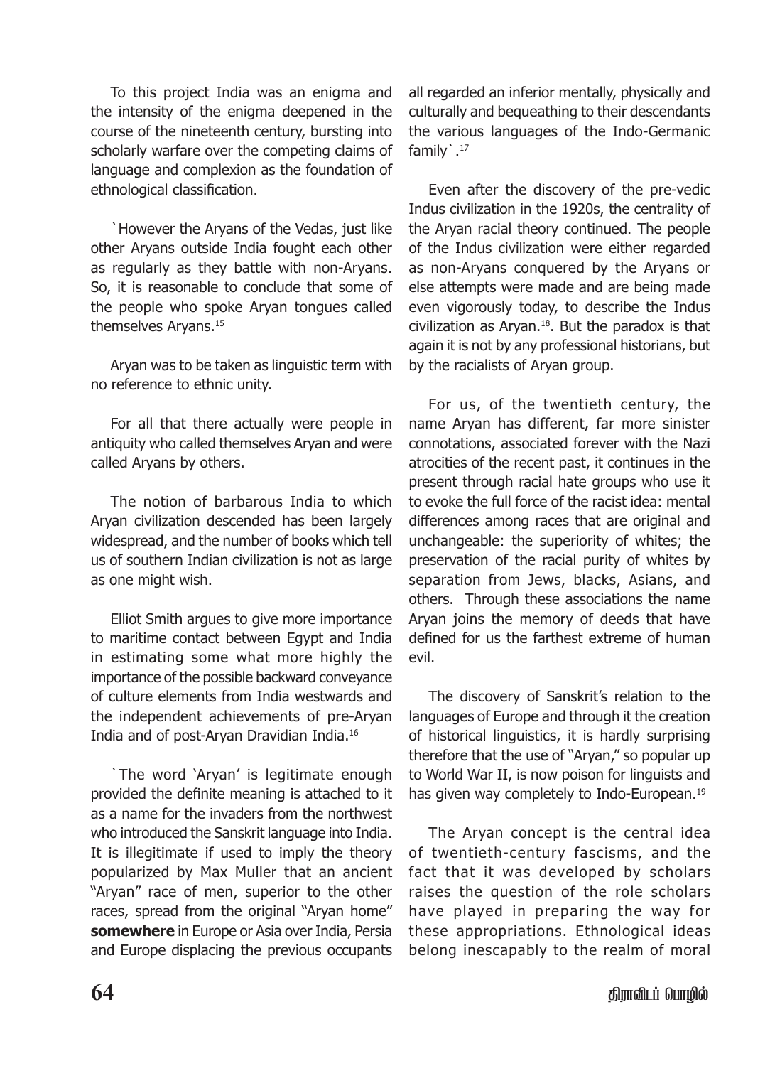To this project India was an enigma and the intensity of the enigma deepened in the course of the nineteenth century, bursting into scholarly warfare over the competing claims of language and complexion as the foundation of ethnological classification.

`However the Aryans of the Vedas, just like other Aryans outside India fought each other as regularly as they battle with non-Aryans. So, it is reasonable to conclude that some of the people who spoke Aryan tongues called themselves Aryans.[15]

Aryan was to be taken as linguistic term with no reference to ethnic unity.

For all that there actually were people in antiquity who called themselves Aryan and were called Aryans by others.

The notion of barbarous India to which Aryan civilization descended has been largely widespread, and the number of books which tell us of southern Indian civilization is not as large as one might wish.

Elliot Smith argues to give more importance to maritime contact between Egypt and India in estimating some what more highly the importance of the possible backward conveyance of culture elements from India westwards and the independent achievements of pre-Aryan India and of post-Aryan Dravidian India.[16]

`The word 'Aryan' is legitimate enough provided the definite meaning is attached to it as a name for the invaders from the northwest who introduced the Sanskrit language into India. It is illegitimate if used to imply the theory popularized by Max Muller that an ancient "Aryan" race of men, superior to the other races, spread from the original "Aryan home" **somewhere** in Europe or Asia over India, Persia and Europe displacing the previous occupants all regarded an inferior mentally, physically and culturally and bequeathing to their descendants the various languages of the Indo-Germanic family`.[17]

Even after the discovery of the pre-vedic Indus civilization in the 1920s, the centrality of the Aryan racial theory continued. The people of the Indus civilization were either regarded as non-Aryans conquered by the Aryans or else attempts were made and are being made even vigorously today, to describe the Indus civilization as Aryan.[18]. But the paradox is that again it is not by any professional historians, but by the racialists of Aryan group.

For us, of the twentieth century, the name Aryan has different, far more sinister connotations, associated forever with the Nazi atrocities of the recent past, it continues in the present through racial hate groups who use it to evoke the full force of the racist idea: mental differences among races that are original and unchangeable: the superiority of whites; the preservation of the racial purity of whites by separation from Jews, blacks, Asians, and others. Through these associations the name Aryan joins the memory of deeds that have defined for us the farthest extreme of human evil.

The discovery of Sanskrit's relation to the languages of Europe and through it the creation of historical linguistics, it is hardly surprising therefore that the use of "Aryan," so popular up to World War II, is now poison for linguists and has given way completely to Indo-European.[19]

The Aryan concept is the central idea of twentieth-century fascisms, and the fact that it was developed by scholars raises the question of the role scholars have played in preparing the way for these appropriations. Ethnological ideas belong inescapably to the realm of moral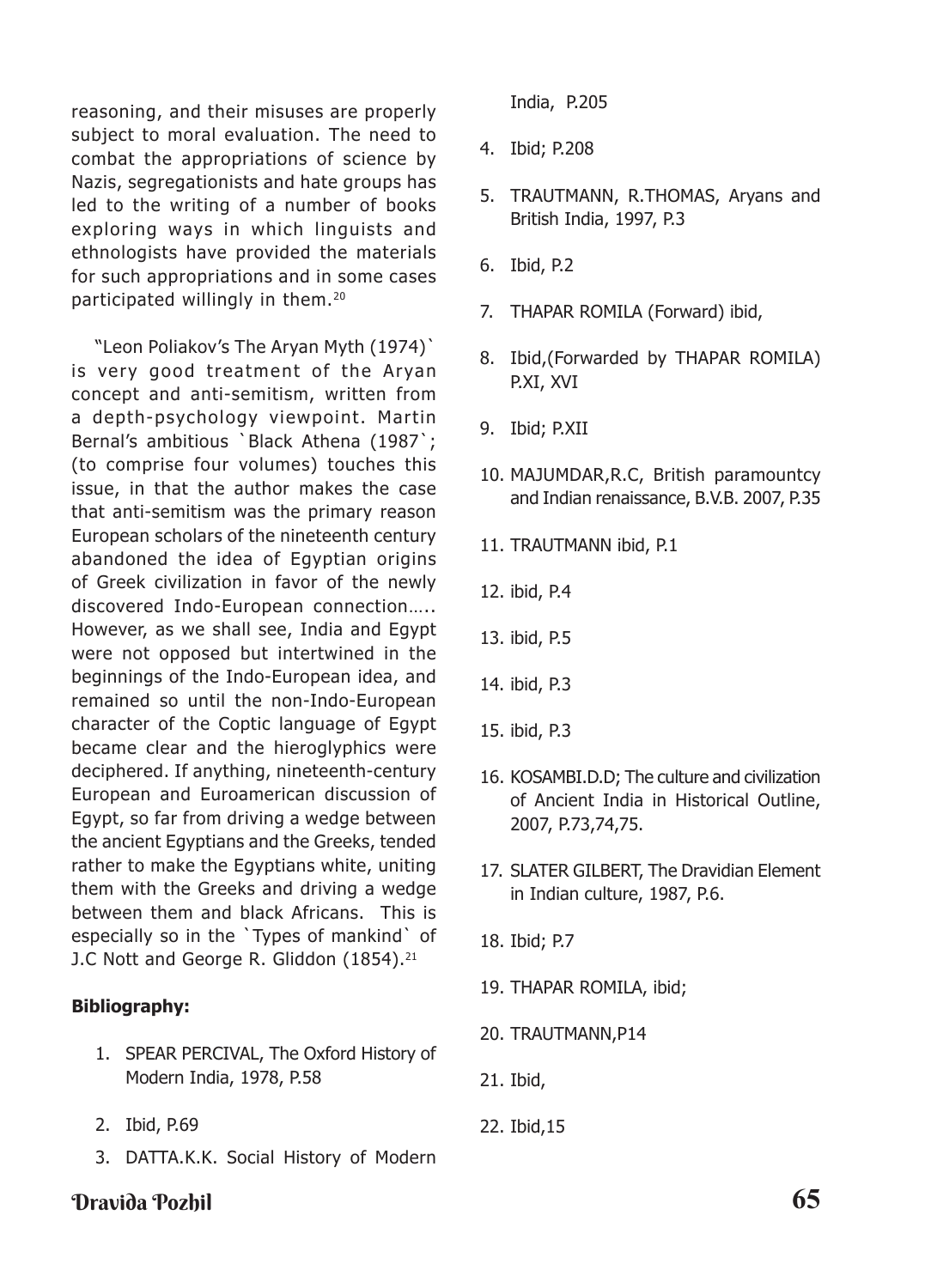reasoning, and their misuses are properly subject to moral evaluation. The need to combat the appropriations of science by Nazis, segregationists and hate groups has led to the writing of a number of books exploring ways in which linguists and ethnologists have provided the materials for such appropriations and in some cases participated willingly in them.[20]

"Leon Poliakov's The Aryan Myth (1974)` is very good treatment of the Aryan concept and anti-semitism, written from a depth-psychology viewpoint. Martin Bernal's ambitious `Black Athena (1987`; (to comprise four volumes) touches this issue, in that the author makes the case that anti-semitism was the primary reason European scholars of the nineteenth century abandoned the idea of Egyptian origins of Greek civilization in favor of the newly discovered Indo-European connection….. However, as we shall see, India and Egypt were not opposed but intertwined in the beginnings of the Indo-European idea, and remained so until the non-Indo-European character of the Coptic language of Egypt became clear and the hieroglyphics were deciphered. If anything, nineteenth-century European and Euroamerican discussion of Egypt, so far from driving a wedge between the ancient Egyptians and the Greeks, tended rather to make the Egyptians white, uniting them with the Greeks and driving a wedge between them and black Africans. This is especially so in the `Types of mankind` of J.C Nott and George R. Gliddon (1854).[21]

**Bibliography:**

1. SPEAR PERCIVAL, The Oxford History of Modern India, 1978, P.58
2. Ibid, P.69
3. DATTA.K.K. Social History of Modern India, P.205
4. Ibid; P.208
5. TRAUTMANN, R.THOMAS, Aryans and British India, 1997, P.3
6. Ibid, P.2
7. THAPAR ROMILA (Forward) ibid,
8. Ibid,(Forwarded by THAPAR ROMILA) P.XI, XVI
9. Ibid; P.XII
10. MAJUMDAR,R.C, British paramountcy and Indian renaissance, B.V.B. 2007, P.35
11. TRAUTMANN ibid, P.1
12. ibid, P.4
13. ibid, P.5
14. ibid, P.3
15. ibid, P.3
16. KOSAMBI.D.D; The culture and civilization of Ancient India in Historical Outline, 2007, P.73,74,75.
17. SLATER GILBERT, The Dravidian Element in Indian culture, 1987, P.6.
18. Ibid; P.7
19. THAPAR ROMILA, ibid;
20. TRAUTMANN,P14
21. Ibid,
22. Ibid,15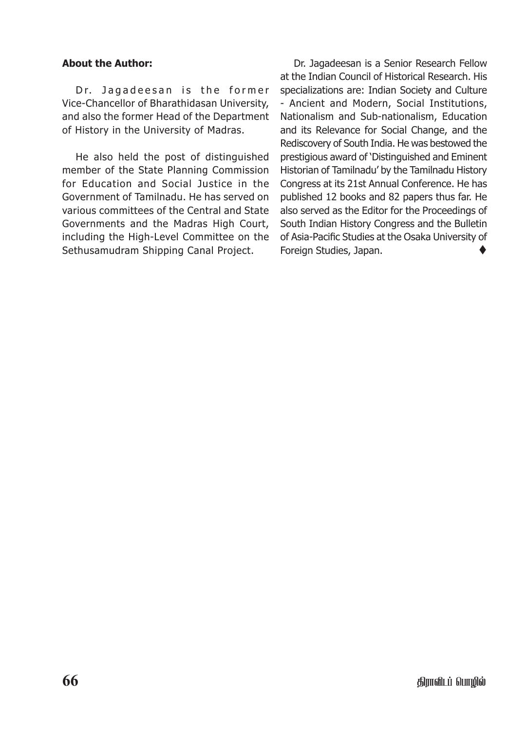**About the Author:**

Dr. Jagadeesan is the former Vice-Chancellor of Bharathidasan University, and also the former Head of the Department of History in the University of Madras.

He also held the post of distinguished member of the State Planning Commission for Education and Social Justice in the Government of Tamilnadu. He has served on various committees of the Central and State Governments and the Madras High Court, including the High-Level Committee on the Sethusamudram Shipping Canal Project.

Dr. Jagadeesan is a Senior Research Fellow at the Indian Council of Historical Research. His specializations are: Indian Society and Culture - Ancient and Modern, Social Institutions, Nationalism and Sub-nationalism, Education and its Relevance for Social Change, and the Rediscovery of South India. He was bestowed the prestigious award of 'Distinguished and Eminent Historian of Tamilnadu' by the Tamilnadu History Congress at its 21st Annual Conference. He has published 12 books and 82 papers thus far. He also served as the Editor for the Proceedings of South Indian History Congress and the Bulletin of Asia-Pacific Studies at the Osaka University of Foreign Studies, Japan. ♦